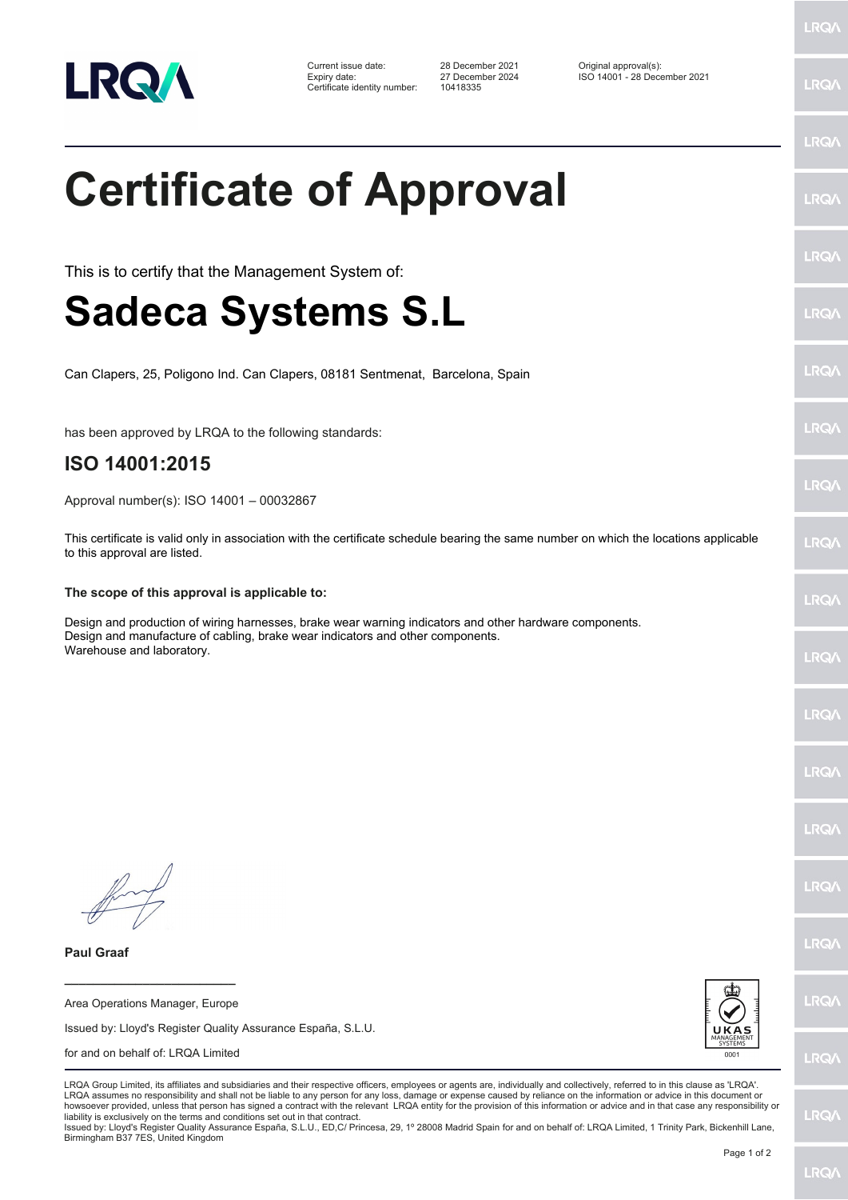| | | |
|---|---|---|
| Current issue date: | 28 December 2021 | Original approval(s): |
| Expiry date: | 27 December 2024 | ISO 14001 - 28 December 2021 |
| Certificate identity number: | 10418335 | |

# Certificate of Approval

This is to certify that the Management System of:

# Sadeca Systems S.L

Can Clapers, 25, Poligono Ind. Can Clapers, 08181 Sentmenat, Barcelona, Spain

has been approved by LRQA to the following standards:

## ISO 14001:2015

Approval number(s): ISO 14001 – 00032867

This certificate is valid only in association with the certificate schedule bearing the same number on which the locations applicable to this approval are listed.

**The scope of this approval is applicable to:**

Design and production of wiring harnesses, brake wear warning indicators and other hardware components.
Design and manufacture of cabling, brake wear indicators and other components.
Warehouse and laboratory.

**Paul Graaf**

Area Operations Manager, Europe

Issued by: Lloyd's Register Quality Assurance España, S.L.U.

for and on behalf of: LRQA Limited

UKAS MANAGEMENT SYSTEMS 0001

LRQA Group Limited, its affiliates and subsidiaries and their respective officers, employees or agents are, individually and collectively, referred to in this clause as 'LRQA'. LRQA assumes no responsibility and shall not be liable to any person for any loss, damage or expense caused by reliance on the information or advice in this document or howsoever provided, unless that person has signed a contract with the relevant LRQA entity for the provision of this information or advice and in that case any responsibility or liability is exclusively on the terms and conditions set out in that contract.
Issued by: Lloyd's Register Quality Assurance España, S.L.U., ED,C/ Princesa, 29, 1º 28008 Madrid Spain for and on behalf of: LRQA Limited, 1 Trinity Park, Bickenhill Lane, Birmingham B37 7ES, United Kingdom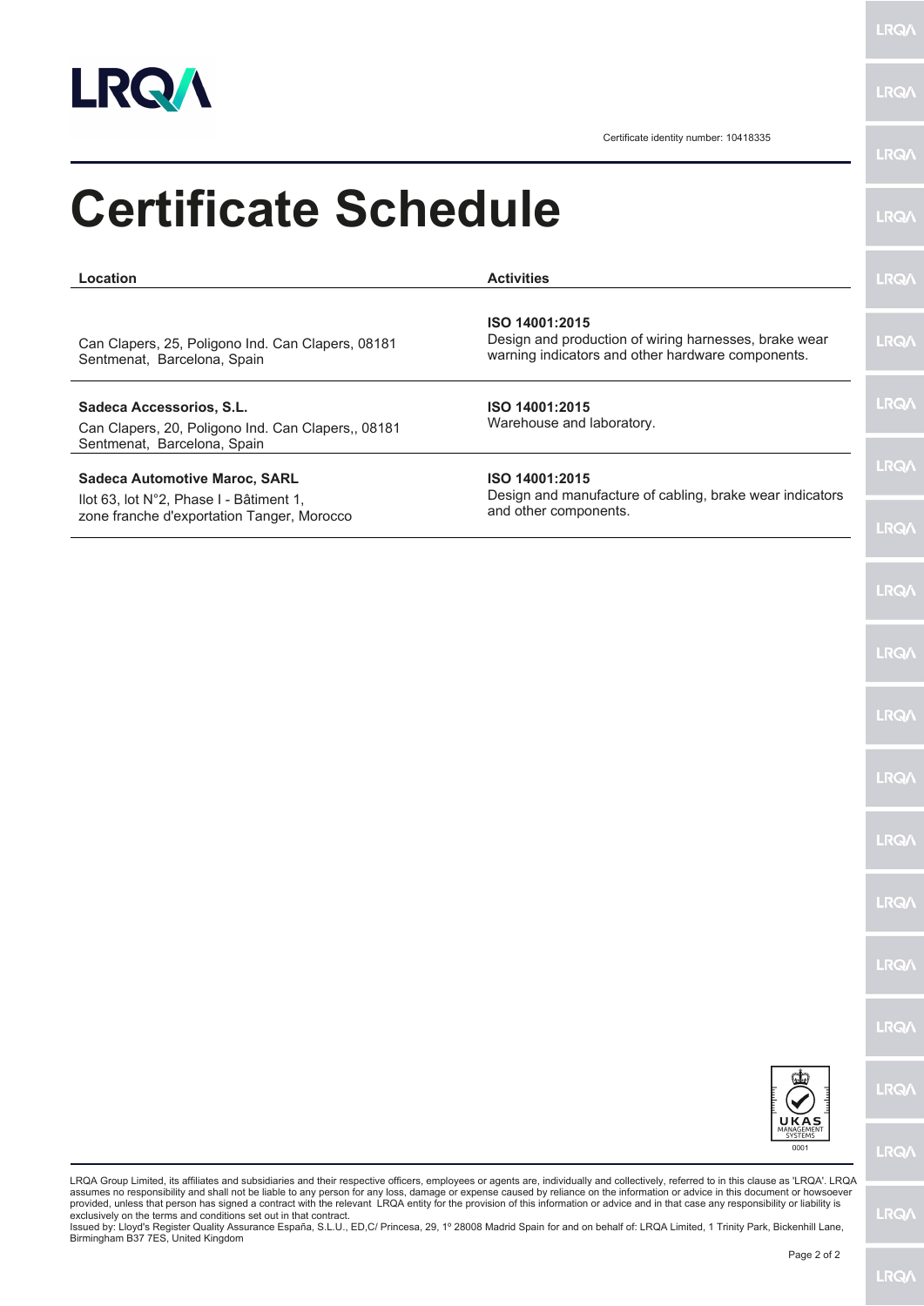Certificate identity number: 10418335

# Certificate Schedule

| Location | Activities |
| --- | --- |
| Can Clapers, 25, Poligono Ind. Can Clapers, 08181 Sentmenat, Barcelona, Spain | **ISO 14001:2015** Design and production of wiring harnesses, brake wear warning indicators and other hardware components. |
| **Sadeca Accessorios, S.L.** Can Clapers, 20, Poligono Ind. Can Clapers,, 08181 Sentmenat, Barcelona, Spain | **ISO 14001:2015** Warehouse and laboratory. |
| **Sadeca Automotive Maroc, SARL** Ilot 63, lot N°2, Phase I - Bâtiment 1, zone franche d'exportation Tanger, Morocco | **ISO 14001:2015** Design and manufacture of cabling, brake wear indicators and other components. |

UKAS MANAGEMENT SYSTEMS 0001

LRQA Group Limited, its affiliates and subsidiaries and their respective officers, employees or agents are, individually and collectively, referred to in this clause as 'LRQA'. LRQA assumes no responsibility and shall not be liable to any person for any loss, damage or expense caused by reliance on the information or advice in this document or howsoever provided, unless that person has signed a contract with the relevant LRQA entity for the provision of this information or advice and in that case any responsibility or liability is exclusively on the terms and conditions set out in that contract.
Issued by: Lloyd's Register Quality Assurance España, S.L.U., ED,C/ Princesa, 29, 1º 28008 Madrid Spain for and on behalf of: LRQA Limited, 1 Trinity Park, Bickenhill Lane, Birmingham B37 7ES, United Kingdom